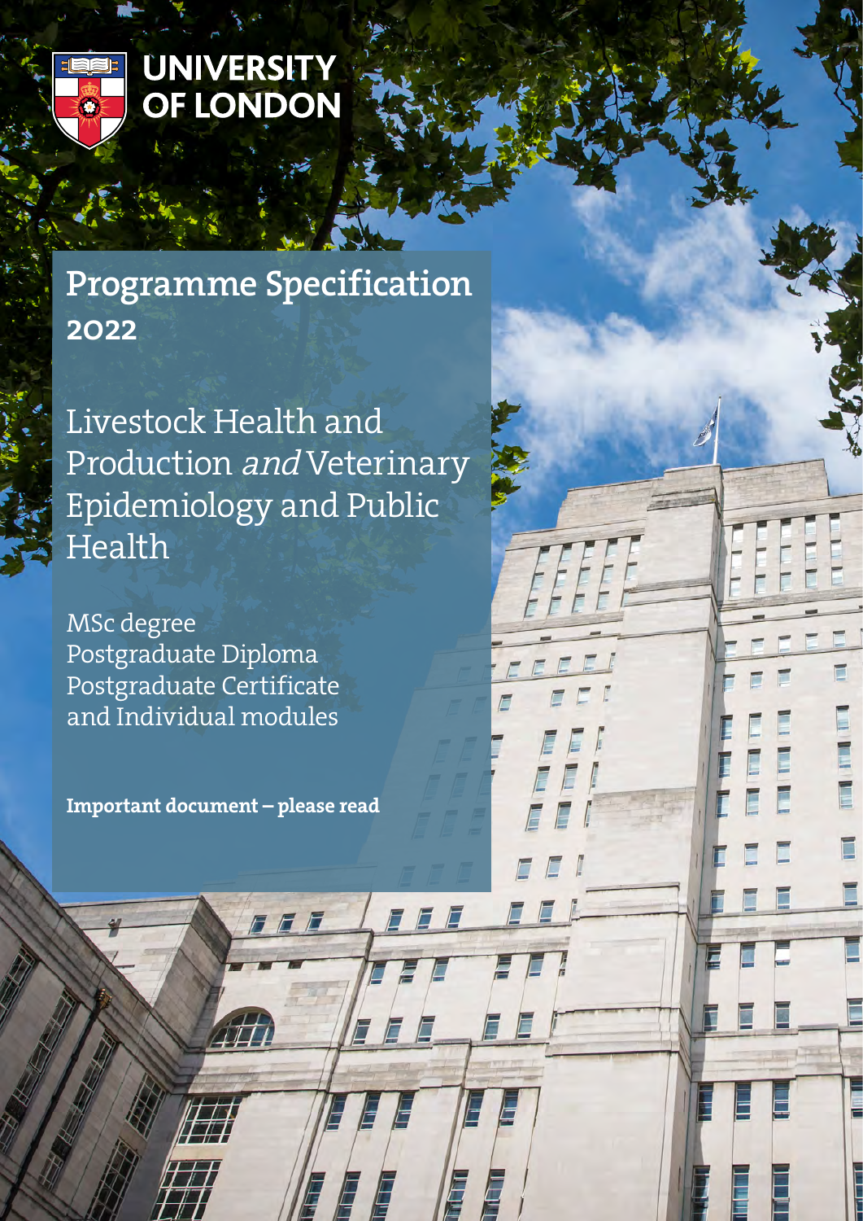UNIVERSITY OF LONDON

# Programme Specification 2022

## Livestock Health and Production *and* Veterinary Epidemiology and Public Health

MSc degree
Postgraduate Diploma
Postgraduate Certificate
and Individual modules

**Important document – please read**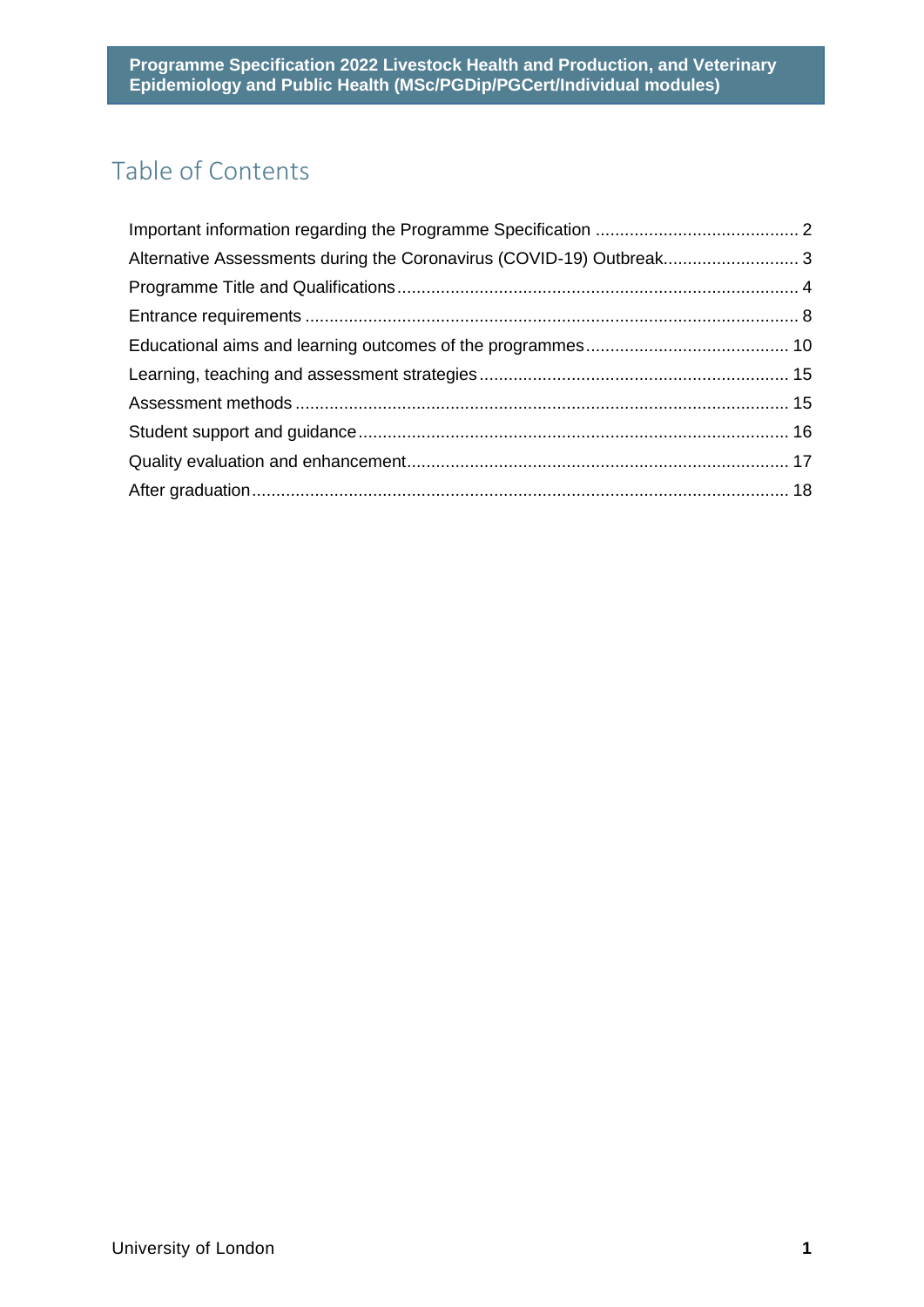# Table of Contents

Important information regarding the Programme Specification .......................................... 2
Alternative Assessments during the Coronavirus (COVID-19) Outbreak............................ 3
Programme Title and Qualifications.................................................................................. 4
Entrance requirements ..................................................................................................... 8
Educational aims and learning outcomes of the programmes.......................................... 10
Learning, teaching and assessment strategies................................................................ 15
Assessment methods ..................................................................................................... 15
Student support and guidance......................................................................................... 16
Quality evaluation and enhancement............................................................................... 17
After graduation.............................................................................................................. 18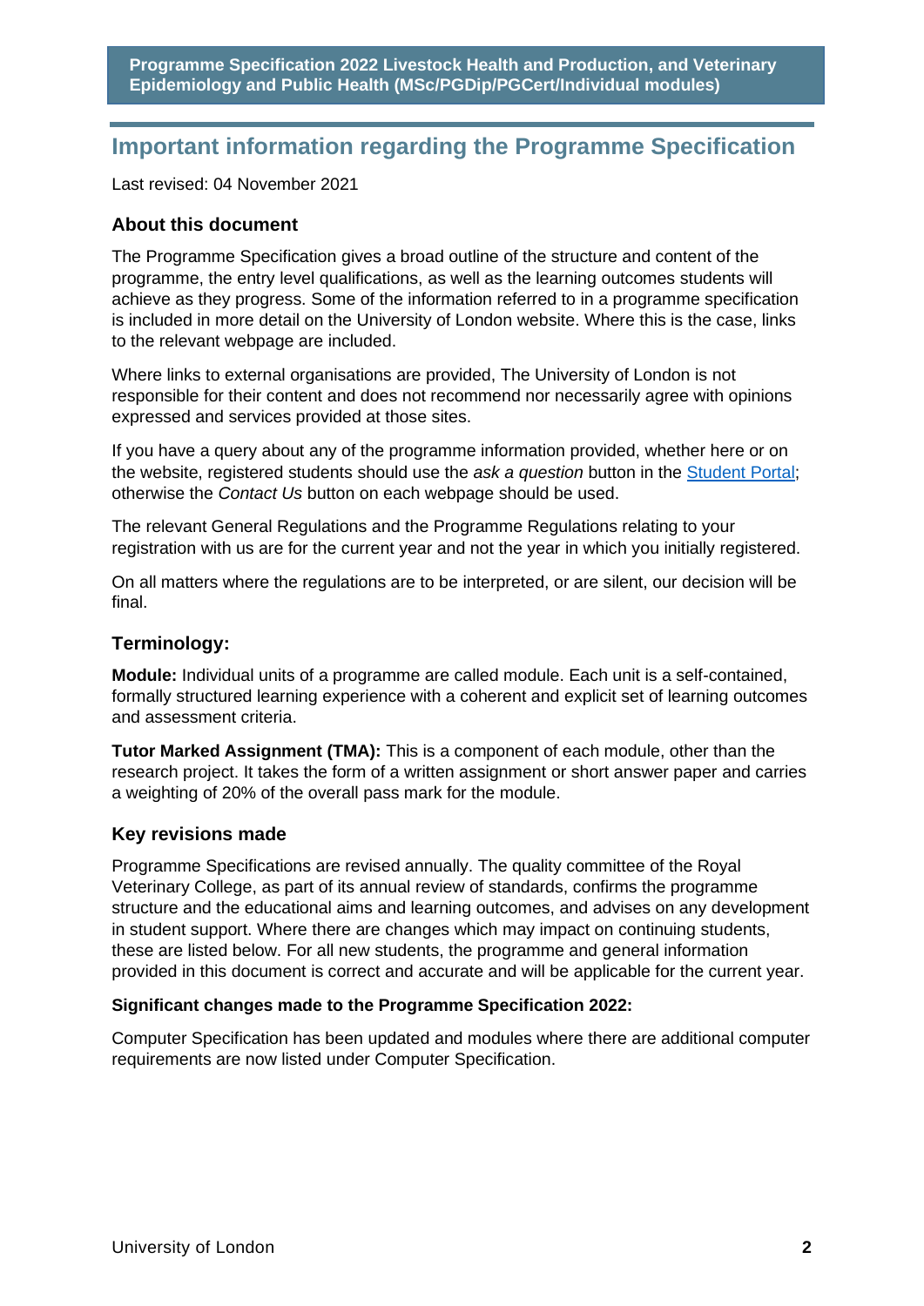## Important information regarding the Programme Specification

Last revised: 04 November 2021

### About this document

The Programme Specification gives a broad outline of the structure and content of the programme, the entry level qualifications, as well as the learning outcomes students will achieve as they progress. Some of the information referred to in a programme specification is included in more detail on the University of London website. Where this is the case, links to the relevant webpage are included.

Where links to external organisations are provided, The University of London is not responsible for their content and does not recommend nor necessarily agree with opinions expressed and services provided at those sites.

If you have a query about any of the programme information provided, whether here or on the website, registered students should use the *ask a question* button in the Student Portal; otherwise the *Contact Us* button on each webpage should be used.

The relevant General Regulations and the Programme Regulations relating to your registration with us are for the current year and not the year in which you initially registered.

On all matters where the regulations are to be interpreted, or are silent, our decision will be final.

### Terminology:

**Module:** Individual units of a programme are called module. Each unit is a self-contained, formally structured learning experience with a coherent and explicit set of learning outcomes and assessment criteria.

**Tutor Marked Assignment (TMA):** This is a component of each module, other than the research project. It takes the form of a written assignment or short answer paper and carries a weighting of 20% of the overall pass mark for the module.

### Key revisions made

Programme Specifications are revised annually. The quality committee of the Royal Veterinary College, as part of its annual review of standards, confirms the programme structure and the educational aims and learning outcomes, and advises on any development in student support. Where there are changes which may impact on continuing students, these are listed below. For all new students, the programme and general information provided in this document is correct and accurate and will be applicable for the current year.

**Significant changes made to the Programme Specification 2022:**

Computer Specification has been updated and modules where there are additional computer requirements are now listed under Computer Specification.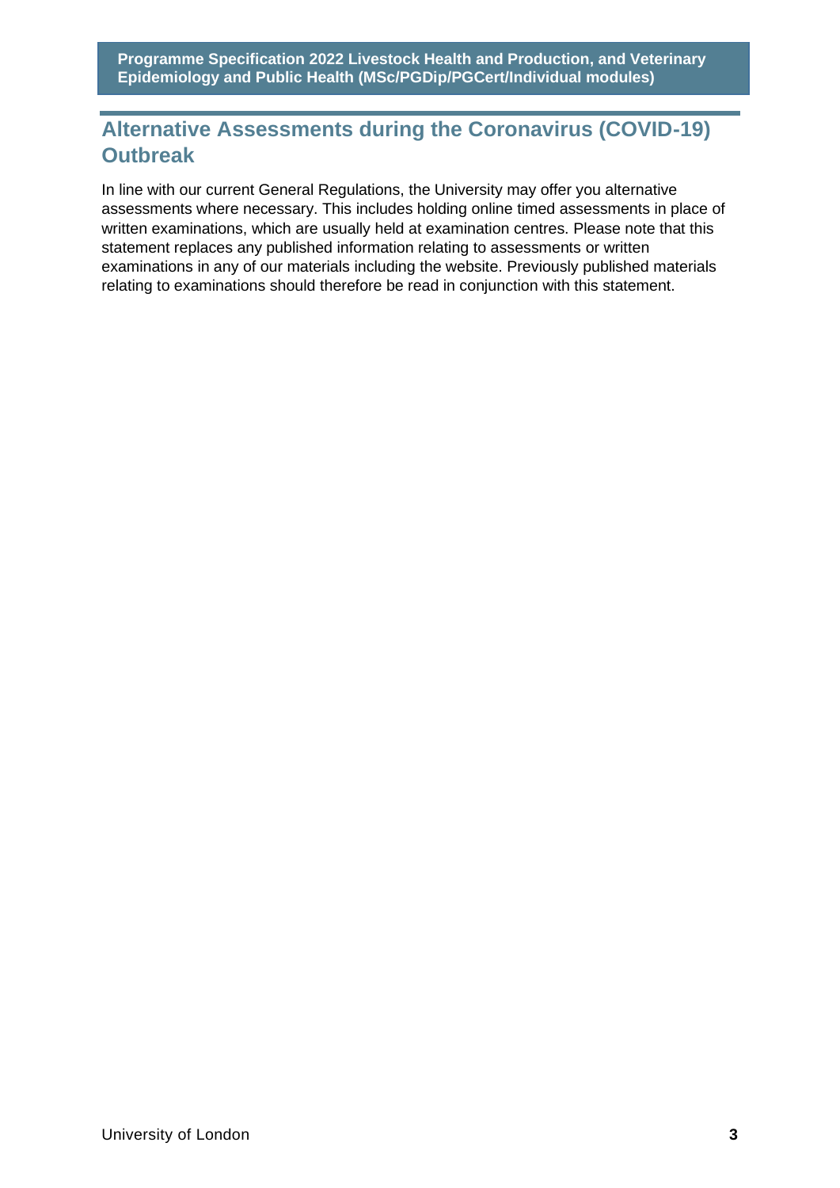## Alternative Assessments during the Coronavirus (COVID-19) Outbreak

In line with our current General Regulations, the University may offer you alternative assessments where necessary. This includes holding online timed assessments in place of written examinations, which are usually held at examination centres. Please note that this statement replaces any published information relating to assessments or written examinations in any of our materials including the website. Previously published materials relating to examinations should therefore be read in conjunction with this statement.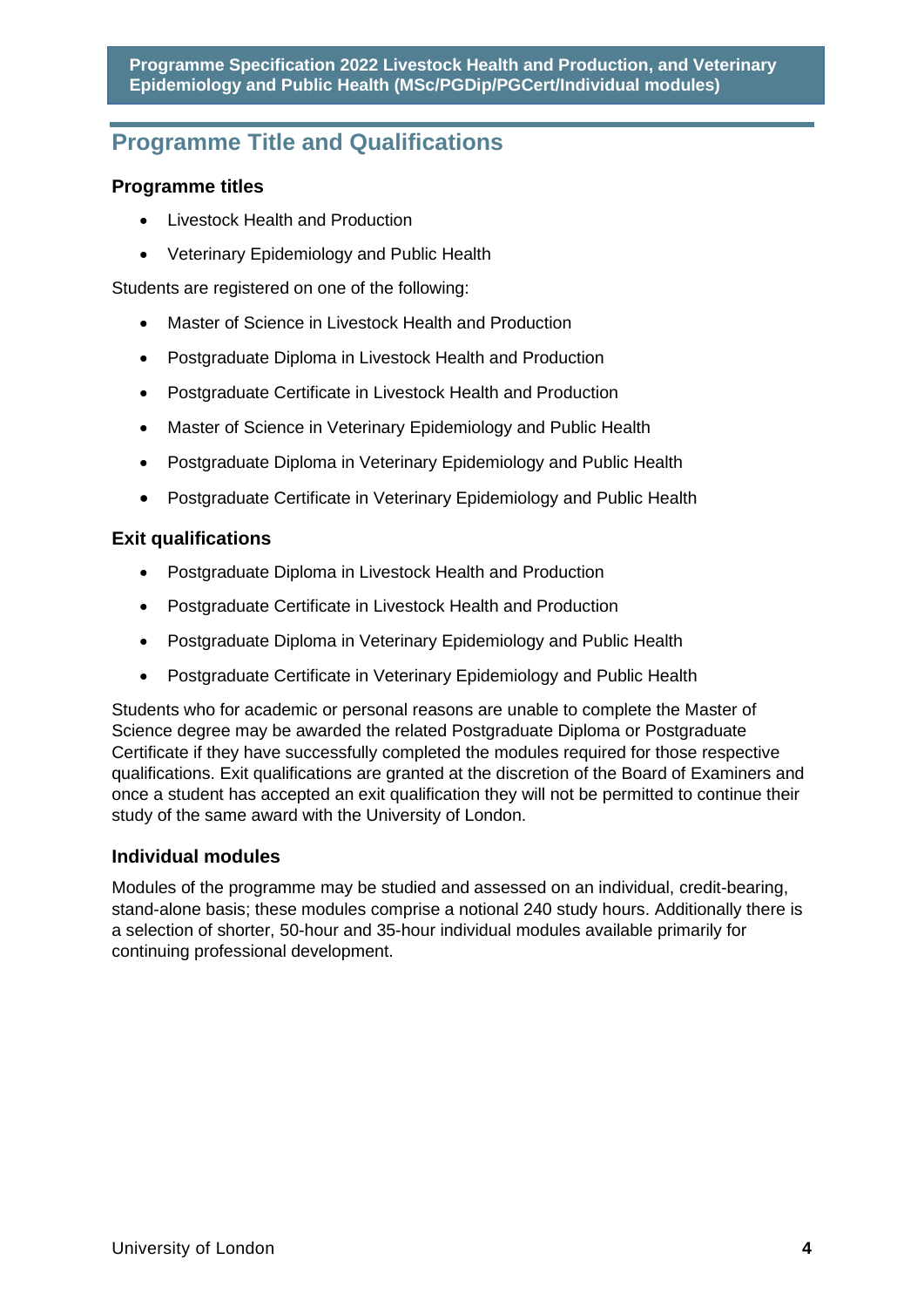## Programme Title and Qualifications

### Programme titles

- Livestock Health and Production
- Veterinary Epidemiology and Public Health

Students are registered on one of the following:

- Master of Science in Livestock Health and Production
- Postgraduate Diploma in Livestock Health and Production
- Postgraduate Certificate in Livestock Health and Production
- Master of Science in Veterinary Epidemiology and Public Health
- Postgraduate Diploma in Veterinary Epidemiology and Public Health
- Postgraduate Certificate in Veterinary Epidemiology and Public Health

### Exit qualifications

- Postgraduate Diploma in Livestock Health and Production
- Postgraduate Certificate in Livestock Health and Production
- Postgraduate Diploma in Veterinary Epidemiology and Public Health
- Postgraduate Certificate in Veterinary Epidemiology and Public Health

Students who for academic or personal reasons are unable to complete the Master of Science degree may be awarded the related Postgraduate Diploma or Postgraduate Certificate if they have successfully completed the modules required for those respective qualifications. Exit qualifications are granted at the discretion of the Board of Examiners and once a student has accepted an exit qualification they will not be permitted to continue their study of the same award with the University of London.

### Individual modules

Modules of the programme may be studied and assessed on an individual, credit-bearing, stand-alone basis; these modules comprise a notional 240 study hours. Additionally there is a selection of shorter, 50-hour and 35-hour individual modules available primarily for continuing professional development.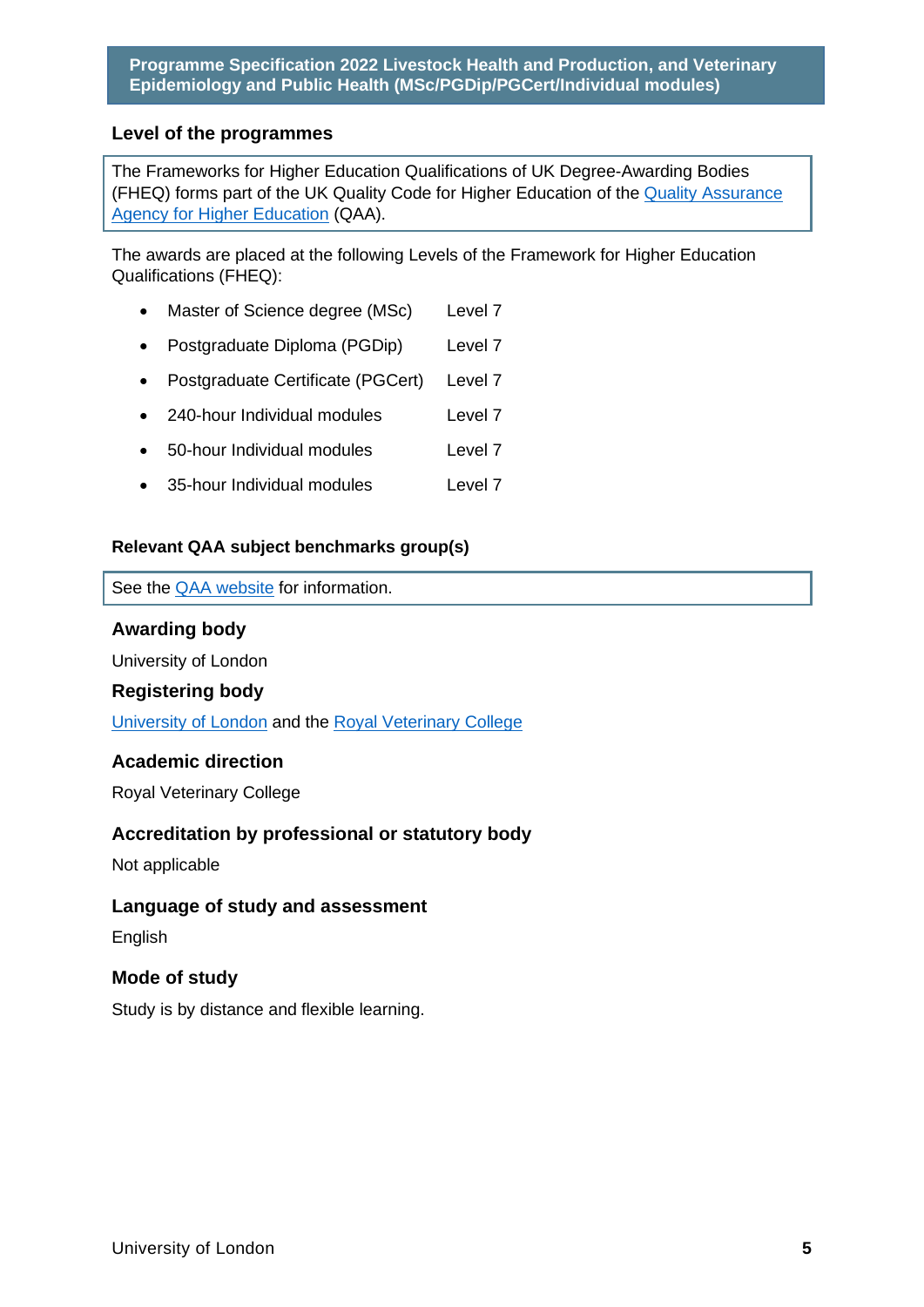## Level of the programmes

The Frameworks for Higher Education Qualifications of UK Degree-Awarding Bodies (FHEQ) forms part of the UK Quality Code for Higher Education of the Quality Assurance Agency for Higher Education (QAA).

The awards are placed at the following Levels of the Framework for Higher Education Qualifications (FHEQ):

- Master of Science degree (MSc) Level 7
- Postgraduate Diploma (PGDip) Level 7
- Postgraduate Certificate (PGCert) Level 7
- 240-hour Individual modules Level 7
- 50-hour Individual modules Level 7
- 35-hour Individual modules Level 7

### Relevant QAA subject benchmarks group(s)

See the QAA website for information.

## Awarding body

University of London

## Registering body

University of London and the Royal Veterinary College

## Academic direction

Royal Veterinary College

## Accreditation by professional or statutory body

Not applicable

## Language of study and assessment

English

## Mode of study

Study is by distance and flexible learning.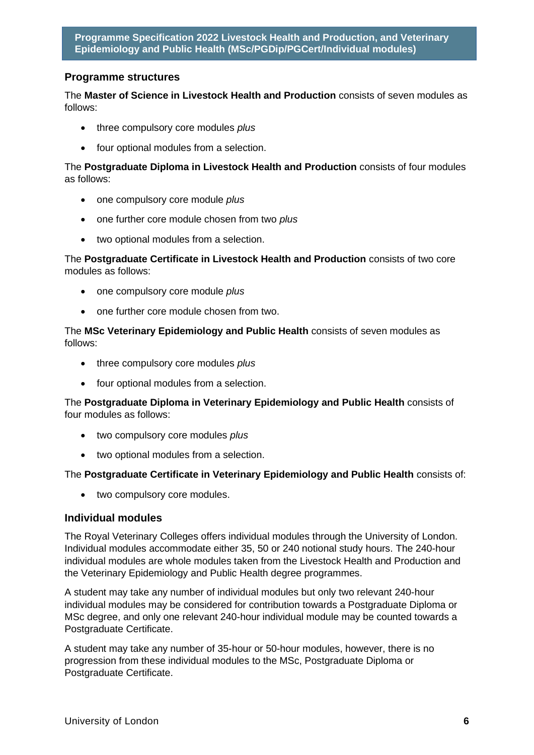## Programme structures

The **Master of Science in Livestock Health and Production** consists of seven modules as follows:

- three compulsory core modules *plus*
- four optional modules from a selection.

The **Postgraduate Diploma in Livestock Health and Production** consists of four modules as follows:

- one compulsory core module *plus*
- one further core module chosen from two *plus*
- two optional modules from a selection.

The **Postgraduate Certificate in Livestock Health and Production** consists of two core modules as follows:

- one compulsory core module *plus*
- one further core module chosen from two.

The **MSc Veterinary Epidemiology and Public Health** consists of seven modules as follows:

- three compulsory core modules *plus*
- four optional modules from a selection.

The **Postgraduate Diploma in Veterinary Epidemiology and Public Health** consists of four modules as follows:

- two compulsory core modules *plus*
- two optional modules from a selection.

The **Postgraduate Certificate in Veterinary Epidemiology and Public Health** consists of:

- two compulsory core modules.

## Individual modules

The Royal Veterinary Colleges offers individual modules through the University of London. Individual modules accommodate either 35, 50 or 240 notional study hours. The 240-hour individual modules are whole modules taken from the Livestock Health and Production and the Veterinary Epidemiology and Public Health degree programmes.

A student may take any number of individual modules but only two relevant 240-hour individual modules may be considered for contribution towards a Postgraduate Diploma or MSc degree, and only one relevant 240-hour individual module may be counted towards a Postgraduate Certificate.

A student may take any number of 35-hour or 50-hour modules, however, there is no progression from these individual modules to the MSc, Postgraduate Diploma or Postgraduate Certificate.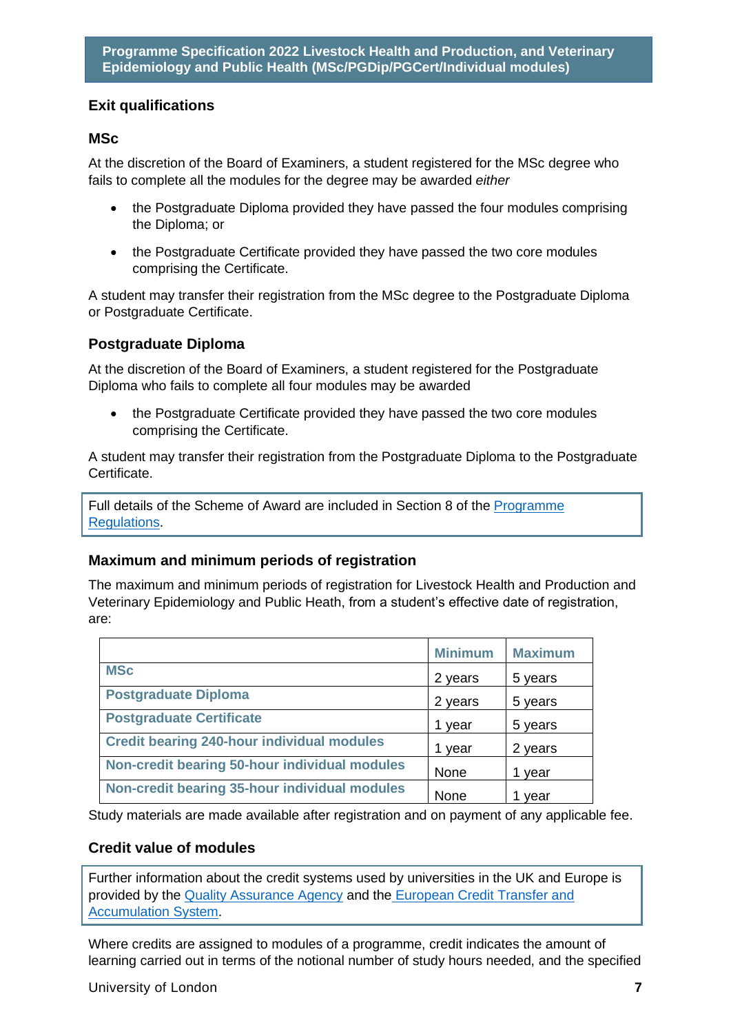## Exit qualifications

### MSc

At the discretion of the Board of Examiners, a student registered for the MSc degree who fails to complete all the modules for the degree may be awarded *either*

- the Postgraduate Diploma provided they have passed the four modules comprising the Diploma; or
- the Postgraduate Certificate provided they have passed the two core modules comprising the Certificate.

A student may transfer their registration from the MSc degree to the Postgraduate Diploma or Postgraduate Certificate.

### Postgraduate Diploma

At the discretion of the Board of Examiners, a student registered for the Postgraduate Diploma who fails to complete all four modules may be awarded

- the Postgraduate Certificate provided they have passed the two core modules comprising the Certificate.

A student may transfer their registration from the Postgraduate Diploma to the Postgraduate Certificate.

Full details of the Scheme of Award are included in Section 8 of the Programme Regulations.

### Maximum and minimum periods of registration

The maximum and minimum periods of registration for Livestock Health and Production and Veterinary Epidemiology and Public Heath, from a student's effective date of registration, are:

| | Minimum | Maximum |
|---|---|---|
| **MSc** | 2 years | 5 years |
| **Postgraduate Diploma** | 2 years | 5 years |
| **Postgraduate Certificate** | 1 year | 5 years |
| **Credit bearing 240-hour individual modules** | 1 year | 2 years |
| **Non-credit bearing 50-hour individual modules** | None | 1 year |
| **Non-credit bearing 35-hour individual modules** | None | 1 year |

Study materials are made available after registration and on payment of any applicable fee.

### Credit value of modules

Further information about the credit systems used by universities in the UK and Europe is provided by the Quality Assurance Agency and the European Credit Transfer and Accumulation System.

Where credits are assigned to modules of a programme, credit indicates the amount of learning carried out in terms of the notional number of study hours needed, and the specified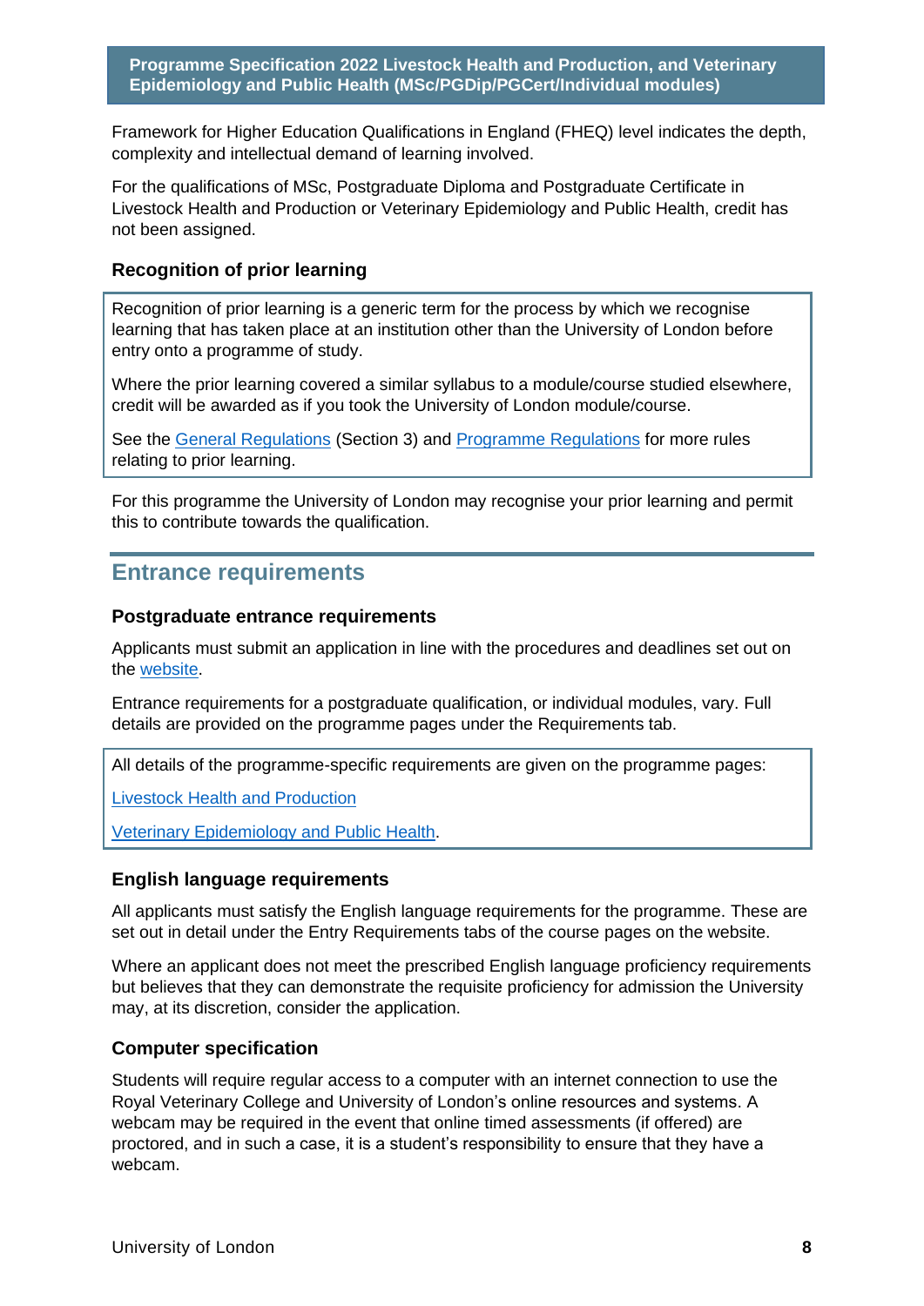Framework for Higher Education Qualifications in England (FHEQ) level indicates the depth, complexity and intellectual demand of learning involved.

For the qualifications of MSc, Postgraduate Diploma and Postgraduate Certificate in Livestock Health and Production or Veterinary Epidemiology and Public Health, credit has not been assigned.

### Recognition of prior learning

Recognition of prior learning is a generic term for the process by which we recognise learning that has taken place at an institution other than the University of London before entry onto a programme of study.

Where the prior learning covered a similar syllabus to a module/course studied elsewhere, credit will be awarded as if you took the University of London module/course.

See the [General Regulations] (Section 3) and [Programme Regulations] for more rules relating to prior learning.

For this programme the University of London may recognise your prior learning and permit this to contribute towards the qualification.

## Entrance requirements

### Postgraduate entrance requirements

Applicants must submit an application in line with the procedures and deadlines set out on the website.

Entrance requirements for a postgraduate qualification, or individual modules, vary. Full details are provided on the programme pages under the Requirements tab.

All details of the programme-specific requirements are given on the programme pages:

Livestock Health and Production

Veterinary Epidemiology and Public Health.

### English language requirements

All applicants must satisfy the English language requirements for the programme. These are set out in detail under the Entry Requirements tabs of the course pages on the website.

Where an applicant does not meet the prescribed English language proficiency requirements but believes that they can demonstrate the requisite proficiency for admission the University may, at its discretion, consider the application.

### Computer specification

Students will require regular access to a computer with an internet connection to use the Royal Veterinary College and University of London's online resources and systems. A webcam may be required in the event that online timed assessments (if offered) are proctored, and in such a case, it is a student's responsibility to ensure that they have a webcam.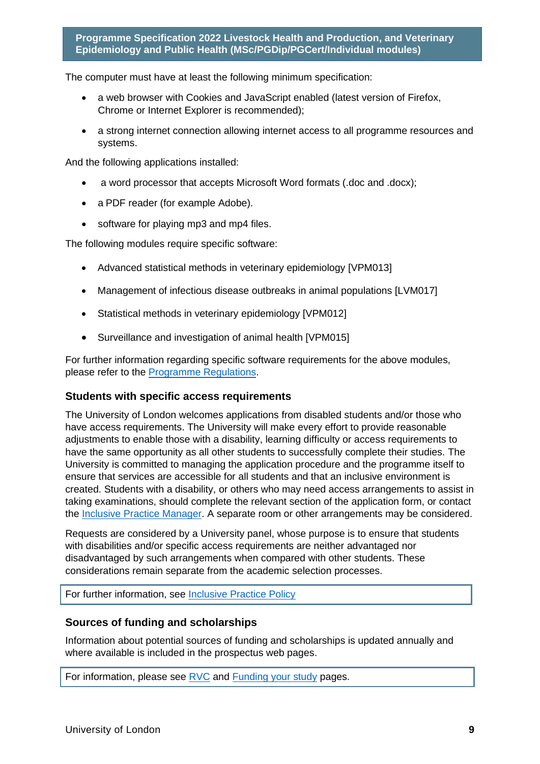The computer must have at least the following minimum specification:

- a web browser with Cookies and JavaScript enabled (latest version of Firefox, Chrome or Internet Explorer is recommended);
- a strong internet connection allowing internet access to all programme resources and systems.

And the following applications installed:

- a word processor that accepts Microsoft Word formats (.doc and .docx);
- a PDF reader (for example Adobe).
- software for playing mp3 and mp4 files.

The following modules require specific software:

- Advanced statistical methods in veterinary epidemiology [VPM013]
- Management of infectious disease outbreaks in animal populations [LVM017]
- Statistical methods in veterinary epidemiology [VPM012]
- Surveillance and investigation of animal health [VPM015]

For further information regarding specific software requirements for the above modules, please refer to the Programme Regulations.

### Students with specific access requirements

The University of London welcomes applications from disabled students and/or those who have access requirements. The University will make every effort to provide reasonable adjustments to enable those with a disability, learning difficulty or access requirements to have the same opportunity as all other students to successfully complete their studies. The University is committed to managing the application procedure and the programme itself to ensure that services are accessible for all students and that an inclusive environment is created. Students with a disability, or others who may need access arrangements to assist in taking examinations, should complete the relevant section of the application form, or contact the Inclusive Practice Manager. A separate room or other arrangements may be considered.

Requests are considered by a University panel, whose purpose is to ensure that students with disabilities and/or specific access requirements are neither advantaged nor disadvantaged by such arrangements when compared with other students. These considerations remain separate from the academic selection processes.

For further information, see Inclusive Practice Policy

### Sources of funding and scholarships

Information about potential sources of funding and scholarships is updated annually and where available is included in the prospectus web pages.

For information, please see RVC and Funding your study pages.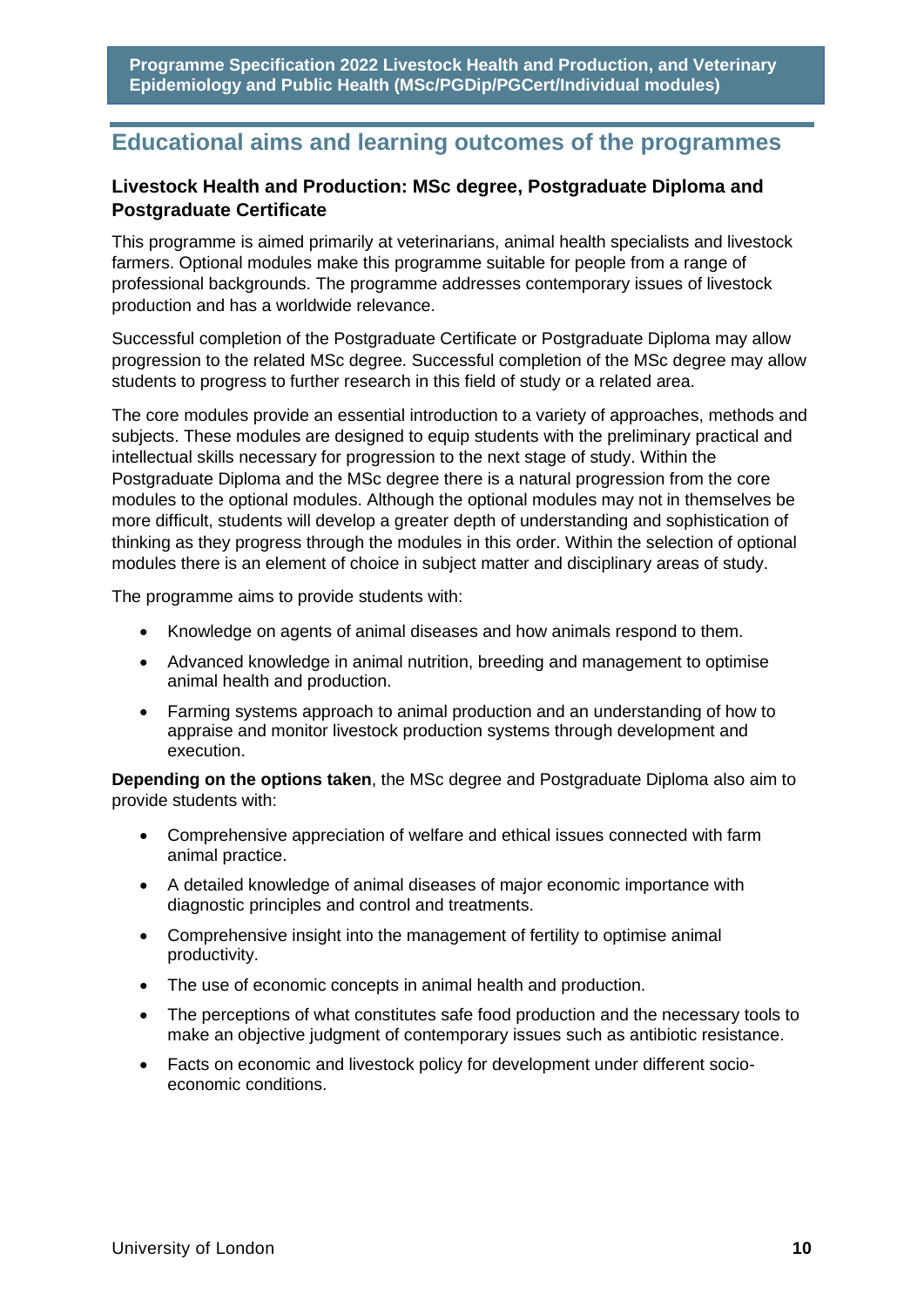## Educational aims and learning outcomes of the programmes

### Livestock Health and Production: MSc degree, Postgraduate Diploma and Postgraduate Certificate

This programme is aimed primarily at veterinarians, animal health specialists and livestock farmers. Optional modules make this programme suitable for people from a range of professional backgrounds. The programme addresses contemporary issues of livestock production and has a worldwide relevance.

Successful completion of the Postgraduate Certificate or Postgraduate Diploma may allow progression to the related MSc degree. Successful completion of the MSc degree may allow students to progress to further research in this field of study or a related area.

The core modules provide an essential introduction to a variety of approaches, methods and subjects. These modules are designed to equip students with the preliminary practical and intellectual skills necessary for progression to the next stage of study. Within the Postgraduate Diploma and the MSc degree there is a natural progression from the core modules to the optional modules. Although the optional modules may not in themselves be more difficult, students will develop a greater depth of understanding and sophistication of thinking as they progress through the modules in this order. Within the selection of optional modules there is an element of choice in subject matter and disciplinary areas of study.

The programme aims to provide students with:

- Knowledge on agents of animal diseases and how animals respond to them.
- Advanced knowledge in animal nutrition, breeding and management to optimise animal health and production.
- Farming systems approach to animal production and an understanding of how to appraise and monitor livestock production systems through development and execution.

**Depending on the options taken**, the MSc degree and Postgraduate Diploma also aim to provide students with:

- Comprehensive appreciation of welfare and ethical issues connected with farm animal practice.
- A detailed knowledge of animal diseases of major economic importance with diagnostic principles and control and treatments.
- Comprehensive insight into the management of fertility to optimise animal productivity.
- The use of economic concepts in animal health and production.
- The perceptions of what constitutes safe food production and the necessary tools to make an objective judgment of contemporary issues such as antibiotic resistance.
- Facts on economic and livestock policy for development under different socio-economic conditions.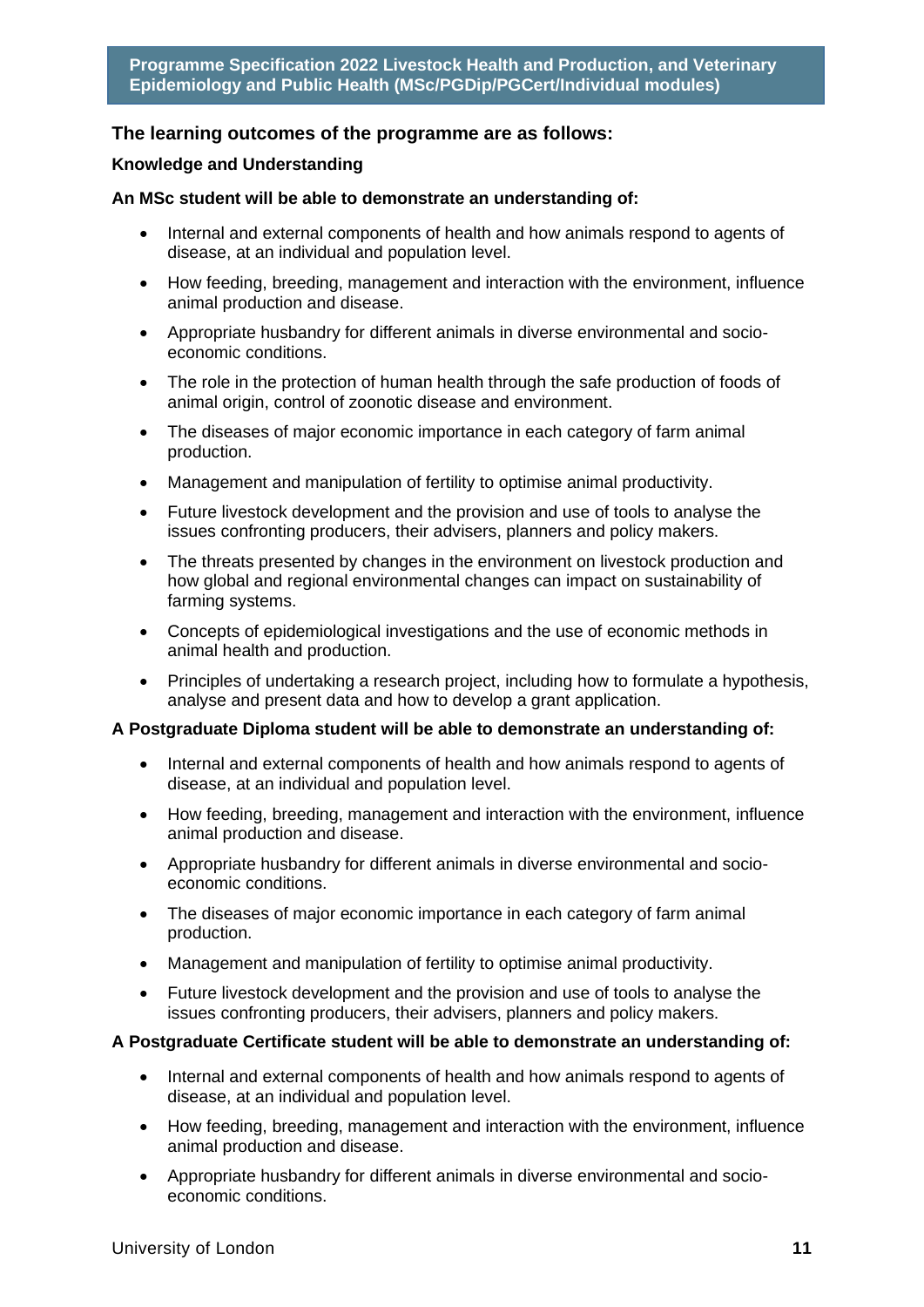## The learning outcomes of the programme are as follows:

### Knowledge and Understanding

**An MSc student will be able to demonstrate an understanding of:**

- Internal and external components of health and how animals respond to agents of disease, at an individual and population level.
- How feeding, breeding, management and interaction with the environment, influence animal production and disease.
- Appropriate husbandry for different animals in diverse environmental and socio-economic conditions.
- The role in the protection of human health through the safe production of foods of animal origin, control of zoonotic disease and environment.
- The diseases of major economic importance in each category of farm animal production.
- Management and manipulation of fertility to optimise animal productivity.
- Future livestock development and the provision and use of tools to analyse the issues confronting producers, their advisers, planners and policy makers.
- The threats presented by changes in the environment on livestock production and how global and regional environmental changes can impact on sustainability of farming systems.
- Concepts of epidemiological investigations and the use of economic methods in animal health and production.
- Principles of undertaking a research project, including how to formulate a hypothesis, analyse and present data and how to develop a grant application.

**A Postgraduate Diploma student will be able to demonstrate an understanding of:**

- Internal and external components of health and how animals respond to agents of disease, at an individual and population level.
- How feeding, breeding, management and interaction with the environment, influence animal production and disease.
- Appropriate husbandry for different animals in diverse environmental and socio-economic conditions.
- The diseases of major economic importance in each category of farm animal production.
- Management and manipulation of fertility to optimise animal productivity.
- Future livestock development and the provision and use of tools to analyse the issues confronting producers, their advisers, planners and policy makers.

**A Postgraduate Certificate student will be able to demonstrate an understanding of:**

- Internal and external components of health and how animals respond to agents of disease, at an individual and population level.
- How feeding, breeding, management and interaction with the environment, influence animal production and disease.
- Appropriate husbandry for different animals in diverse environmental and socio-economic conditions.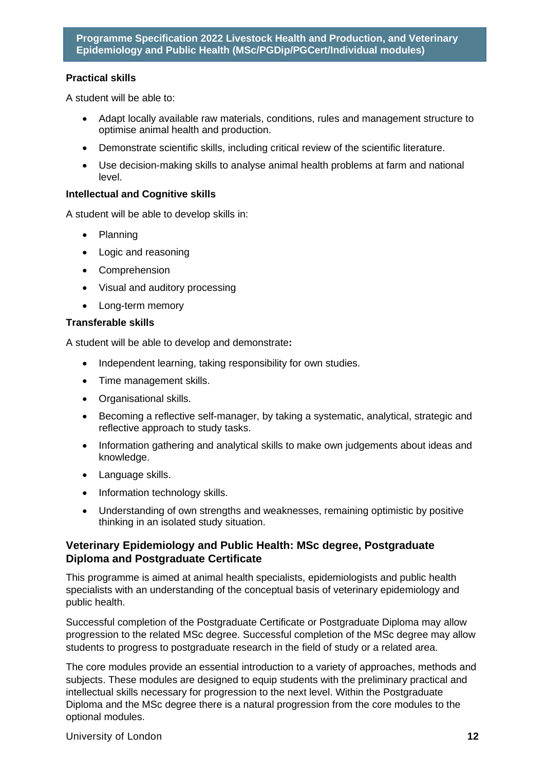**Practical skills**

A student will be able to:

- Adapt locally available raw materials, conditions, rules and management structure to optimise animal health and production.
- Demonstrate scientific skills, including critical review of the scientific literature.
- Use decision-making skills to analyse animal health problems at farm and national level.

**Intellectual and Cognitive skills**

A student will be able to develop skills in:

- Planning
- Logic and reasoning
- Comprehension
- Visual and auditory processing
- Long-term memory

**Transferable skills**

A student will be able to develop and demonstrate**:**

- Independent learning, taking responsibility for own studies.
- Time management skills.
- Organisational skills.
- Becoming a reflective self-manager, by taking a systematic, analytical, strategic and reflective approach to study tasks.
- Information gathering and analytical skills to make own judgements about ideas and knowledge.
- Language skills.
- Information technology skills.
- Understanding of own strengths and weaknesses, remaining optimistic by positive thinking in an isolated study situation.

## Veterinary Epidemiology and Public Health: MSc degree, Postgraduate Diploma and Postgraduate Certificate

This programme is aimed at animal health specialists, epidemiologists and public health specialists with an understanding of the conceptual basis of veterinary epidemiology and public health.

Successful completion of the Postgraduate Certificate or Postgraduate Diploma may allow progression to the related MSc degree. Successful completion of the MSc degree may allow students to progress to postgraduate research in the field of study or a related area.

The core modules provide an essential introduction to a variety of approaches, methods and subjects. These modules are designed to equip students with the preliminary practical and intellectual skills necessary for progression to the next level. Within the Postgraduate Diploma and the MSc degree there is a natural progression from the core modules to the optional modules.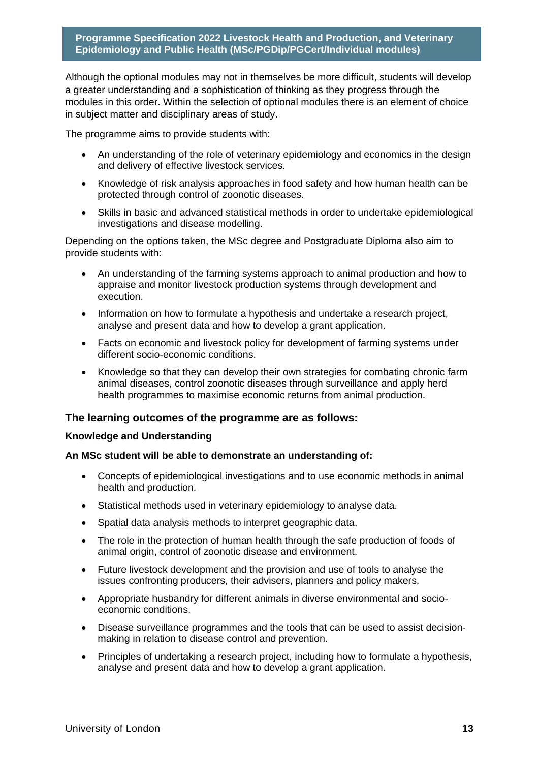Although the optional modules may not in themselves be more difficult, students will develop a greater understanding and a sophistication of thinking as they progress through the modules in this order. Within the selection of optional modules there is an element of choice in subject matter and disciplinary areas of study.

The programme aims to provide students with:

- An understanding of the role of veterinary epidemiology and economics in the design and delivery of effective livestock services.
- Knowledge of risk analysis approaches in food safety and how human health can be protected through control of zoonotic diseases.
- Skills in basic and advanced statistical methods in order to undertake epidemiological investigations and disease modelling.

Depending on the options taken, the MSc degree and Postgraduate Diploma also aim to provide students with:

- An understanding of the farming systems approach to animal production and how to appraise and monitor livestock production systems through development and execution.
- Information on how to formulate a hypothesis and undertake a research project, analyse and present data and how to develop a grant application.
- Facts on economic and livestock policy for development of farming systems under different socio-economic conditions.
- Knowledge so that they can develop their own strategies for combating chronic farm animal diseases, control zoonotic diseases through surveillance and apply herd health programmes to maximise economic returns from animal production.

## The learning outcomes of the programme are as follows:

### Knowledge and Understanding

**An MSc student will be able to demonstrate an understanding of:**

- Concepts of epidemiological investigations and to use economic methods in animal health and production.
- Statistical methods used in veterinary epidemiology to analyse data.
- Spatial data analysis methods to interpret geographic data.
- The role in the protection of human health through the safe production of foods of animal origin, control of zoonotic disease and environment.
- Future livestock development and the provision and use of tools to analyse the issues confronting producers, their advisers, planners and policy makers.
- Appropriate husbandry for different animals in diverse environmental and socio-economic conditions.
- Disease surveillance programmes and the tools that can be used to assist decision-making in relation to disease control and prevention.
- Principles of undertaking a research project, including how to formulate a hypothesis, analyse and present data and how to develop a grant application.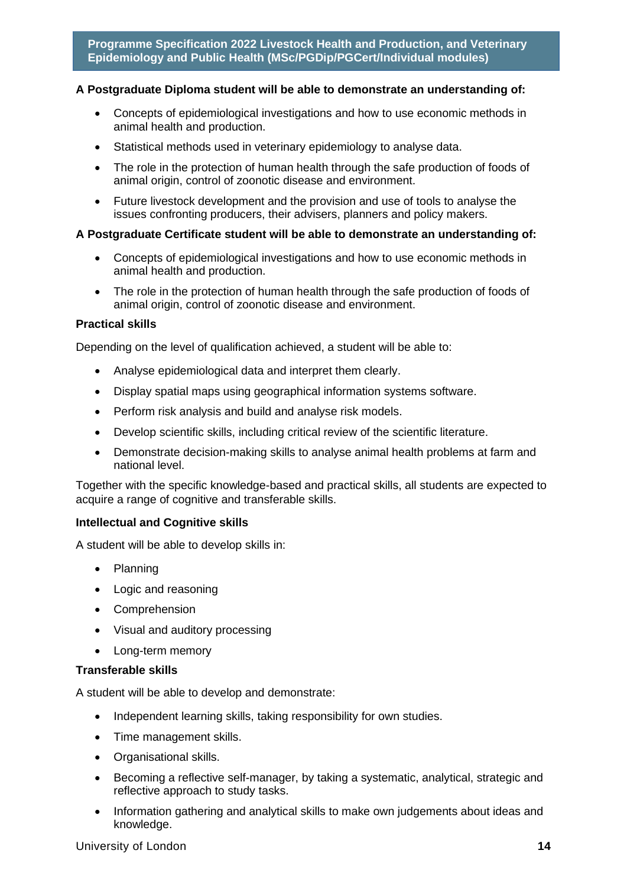**A Postgraduate Diploma student will be able to demonstrate an understanding of:**

- Concepts of epidemiological investigations and how to use economic methods in animal health and production.
- Statistical methods used in veterinary epidemiology to analyse data.
- The role in the protection of human health through the safe production of foods of animal origin, control of zoonotic disease and environment.
- Future livestock development and the provision and use of tools to analyse the issues confronting producers, their advisers, planners and policy makers.

**A Postgraduate Certificate student will be able to demonstrate an understanding of:**

- Concepts of epidemiological investigations and how to use economic methods in animal health and production.
- The role in the protection of human health through the safe production of foods of animal origin, control of zoonotic disease and environment.

**Practical skills**

Depending on the level of qualification achieved, a student will be able to:

- Analyse epidemiological data and interpret them clearly.
- Display spatial maps using geographical information systems software.
- Perform risk analysis and build and analyse risk models.
- Develop scientific skills, including critical review of the scientific literature.
- Demonstrate decision-making skills to analyse animal health problems at farm and national level.

Together with the specific knowledge-based and practical skills, all students are expected to acquire a range of cognitive and transferable skills.

**Intellectual and Cognitive skills**

A student will be able to develop skills in:

- Planning
- Logic and reasoning
- Comprehension
- Visual and auditory processing
- Long-term memory

**Transferable skills**

A student will be able to develop and demonstrate:

- Independent learning skills, taking responsibility for own studies.
- Time management skills.
- Organisational skills.
- Becoming a reflective self-manager, by taking a systematic, analytical, strategic and reflective approach to study tasks.
- Information gathering and analytical skills to make own judgements about ideas and knowledge.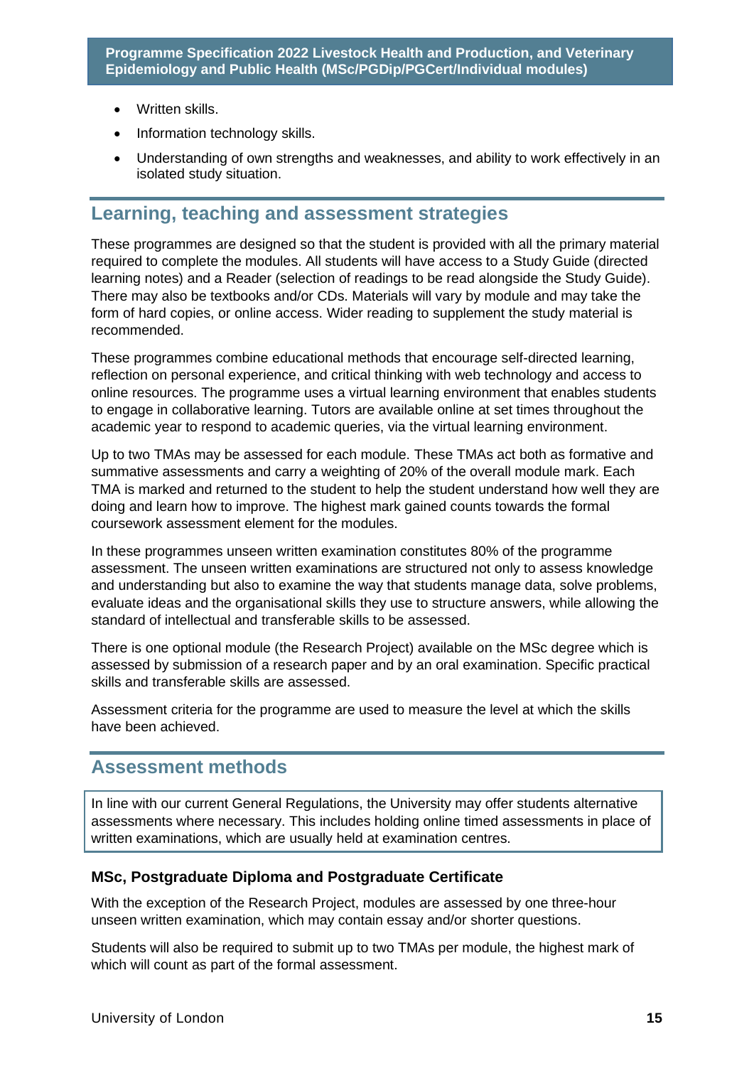- Written skills.
- Information technology skills.
- Understanding of own strengths and weaknesses, and ability to work effectively in an isolated study situation.

## Learning, teaching and assessment strategies

These programmes are designed so that the student is provided with all the primary material required to complete the modules. All students will have access to a Study Guide (directed learning notes) and a Reader (selection of readings to be read alongside the Study Guide). There may also be textbooks and/or CDs. Materials will vary by module and may take the form of hard copies, or online access. Wider reading to supplement the study material is recommended.

These programmes combine educational methods that encourage self-directed learning, reflection on personal experience, and critical thinking with web technology and access to online resources. The programme uses a virtual learning environment that enables students to engage in collaborative learning. Tutors are available online at set times throughout the academic year to respond to academic queries, via the virtual learning environment.

Up to two TMAs may be assessed for each module. These TMAs act both as formative and summative assessments and carry a weighting of 20% of the overall module mark. Each TMA is marked and returned to the student to help the student understand how well they are doing and learn how to improve. The highest mark gained counts towards the formal coursework assessment element for the modules.

In these programmes unseen written examination constitutes 80% of the programme assessment. The unseen written examinations are structured not only to assess knowledge and understanding but also to examine the way that students manage data, solve problems, evaluate ideas and the organisational skills they use to structure answers, while allowing the standard of intellectual and transferable skills to be assessed.

There is one optional module (the Research Project) available on the MSc degree which is assessed by submission of a research paper and by an oral examination. Specific practical skills and transferable skills are assessed.

Assessment criteria for the programme are used to measure the level at which the skills have been achieved.

## Assessment methods

In line with our current General Regulations, the University may offer students alternative assessments where necessary. This includes holding online timed assessments in place of written examinations, which are usually held at examination centres.

### MSc, Postgraduate Diploma and Postgraduate Certificate

With the exception of the Research Project, modules are assessed by one three-hour unseen written examination, which may contain essay and/or shorter questions.

Students will also be required to submit up to two TMAs per module, the highest mark of which will count as part of the formal assessment.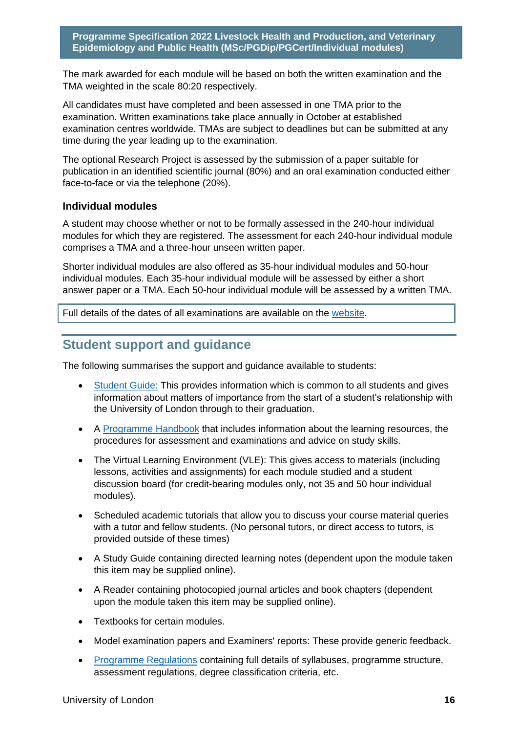The mark awarded for each module will be based on both the written examination and the TMA weighted in the scale 80:20 respectively.

All candidates must have completed and been assessed in one TMA prior to the examination. Written examinations take place annually in October at established examination centres worldwide. TMAs are subject to deadlines but can be submitted at any time during the year leading up to the examination.

The optional Research Project is assessed by the submission of a paper suitable for publication in an identified scientific journal (80%) and an oral examination conducted either face-to-face or via the telephone (20%).

### Individual modules

A student may choose whether or not to be formally assessed in the 240-hour individual modules for which they are registered. The assessment for each 240-hour individual module comprises a TMA and a three-hour unseen written paper.

Shorter individual modules are also offered as 35-hour individual modules and 50-hour individual modules. Each 35-hour individual module will be assessed by either a short answer paper or a TMA. Each 50-hour individual module will be assessed by a written TMA.

Full details of the dates of all examinations are available on the website.

## Student support and guidance

The following summarises the support and guidance available to students:

- Student Guide: This provides information which is common to all students and gives information about matters of importance from the start of a student's relationship with the University of London through to their graduation.
- A Programme Handbook that includes information about the learning resources, the procedures for assessment and examinations and advice on study skills.
- The Virtual Learning Environment (VLE): This gives access to materials (including lessons, activities and assignments) for each module studied and a student discussion board (for credit-bearing modules only, not 35 and 50 hour individual modules).
- Scheduled academic tutorials that allow you to discuss your course material queries with a tutor and fellow students. (No personal tutors, or direct access to tutors, is provided outside of these times)
- A Study Guide containing directed learning notes (dependent upon the module taken this item may be supplied online).
- A Reader containing photocopied journal articles and book chapters (dependent upon the module taken this item may be supplied online).
- Textbooks for certain modules.
- Model examination papers and Examiners' reports: These provide generic feedback.
- Programme Regulations containing full details of syllabuses, programme structure, assessment regulations, degree classification criteria, etc.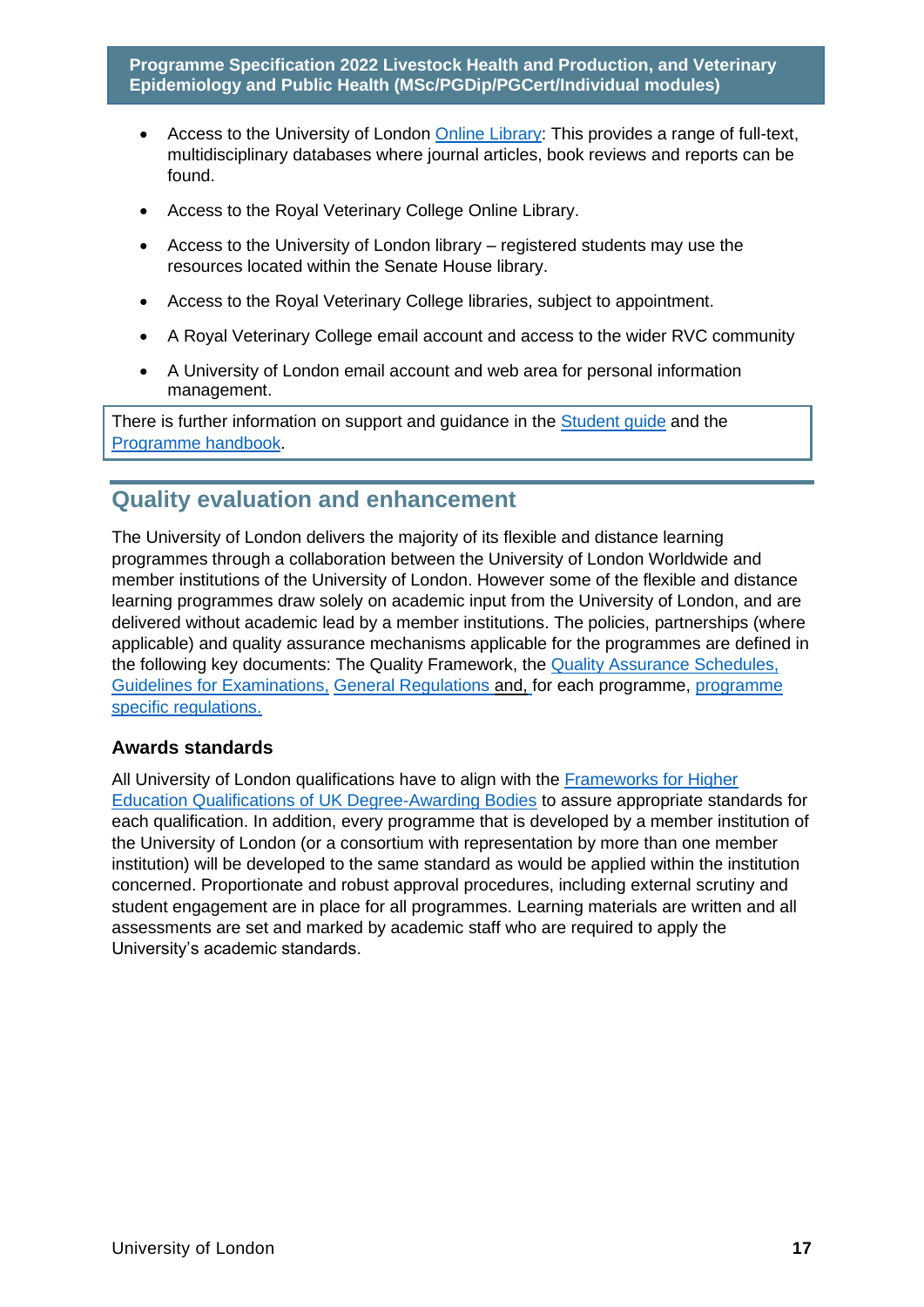- Access to the University of London Online Library: This provides a range of full-text, multidisciplinary databases where journal articles, book reviews and reports can be found.
- Access to the Royal Veterinary College Online Library.
- Access to the University of London library – registered students may use the resources located within the Senate House library.
- Access to the Royal Veterinary College libraries, subject to appointment.
- A Royal Veterinary College email account and access to the wider RVC community
- A University of London email account and web area for personal information management.

There is further information on support and guidance in the Student guide and the Programme handbook.

## Quality evaluation and enhancement

The University of London delivers the majority of its flexible and distance learning programmes through a collaboration between the University of London Worldwide and member institutions of the University of London. However some of the flexible and distance learning programmes draw solely on academic input from the University of London, and are delivered without academic lead by a member institutions. The policies, partnerships (where applicable) and quality assurance mechanisms applicable for the programmes are defined in the following key documents: The Quality Framework, the Quality Assurance Schedules, Guidelines for Examinations, General Regulations and, for each programme, programme specific regulations.

### Awards standards

All University of London qualifications have to align with the Frameworks for Higher Education Qualifications of UK Degree-Awarding Bodies to assure appropriate standards for each qualification. In addition, every programme that is developed by a member institution of the University of London (or a consortium with representation by more than one member institution) will be developed to the same standard as would be applied within the institution concerned. Proportionate and robust approval procedures, including external scrutiny and student engagement are in place for all programmes. Learning materials are written and all assessments are set and marked by academic staff who are required to apply the University's academic standards.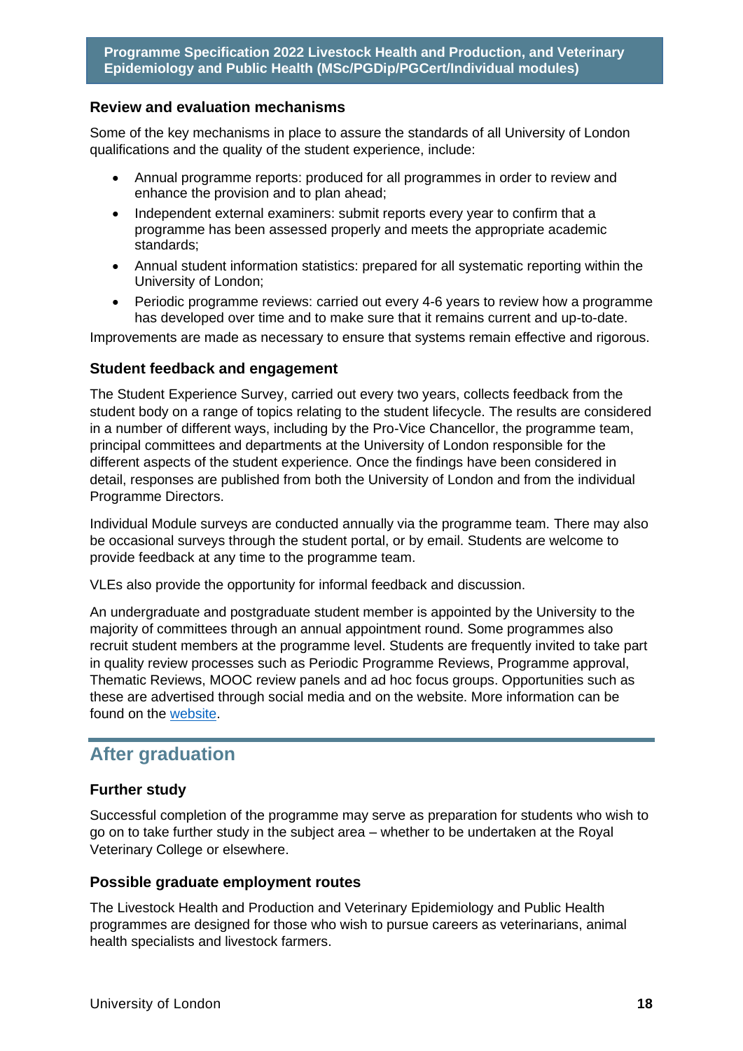## Review and evaluation mechanisms

Some of the key mechanisms in place to assure the standards of all University of London qualifications and the quality of the student experience, include:

- Annual programme reports: produced for all programmes in order to review and enhance the provision and to plan ahead;
- Independent external examiners: submit reports every year to confirm that a programme has been assessed properly and meets the appropriate academic standards;
- Annual student information statistics: prepared for all systematic reporting within the University of London;
- Periodic programme reviews: carried out every 4-6 years to review how a programme has developed over time and to make sure that it remains current and up-to-date.

Improvements are made as necessary to ensure that systems remain effective and rigorous.

## Student feedback and engagement

The Student Experience Survey, carried out every two years, collects feedback from the student body on a range of topics relating to the student lifecycle. The results are considered in a number of different ways, including by the Pro-Vice Chancellor, the programme team, principal committees and departments at the University of London responsible for the different aspects of the student experience. Once the findings have been considered in detail, responses are published from both the University of London and from the individual Programme Directors.

Individual Module surveys are conducted annually via the programme team. There may also be occasional surveys through the student portal, or by email. Students are welcome to provide feedback at any time to the programme team.

VLEs also provide the opportunity for informal feedback and discussion.

An undergraduate and postgraduate student member is appointed by the University to the majority of committees through an annual appointment round. Some programmes also recruit student members at the programme level. Students are frequently invited to take part in quality review processes such as Periodic Programme Reviews, Programme approval, Thematic Reviews, MOOC review panels and ad hoc focus groups. Opportunities such as these are advertised through social media and on the website. More information can be found on the website.

# After graduation

## Further study

Successful completion of the programme may serve as preparation for students who wish to go on to take further study in the subject area – whether to be undertaken at the Royal Veterinary College or elsewhere.

## Possible graduate employment routes

The Livestock Health and Production and Veterinary Epidemiology and Public Health programmes are designed for those who wish to pursue careers as veterinarians, animal health specialists and livestock farmers.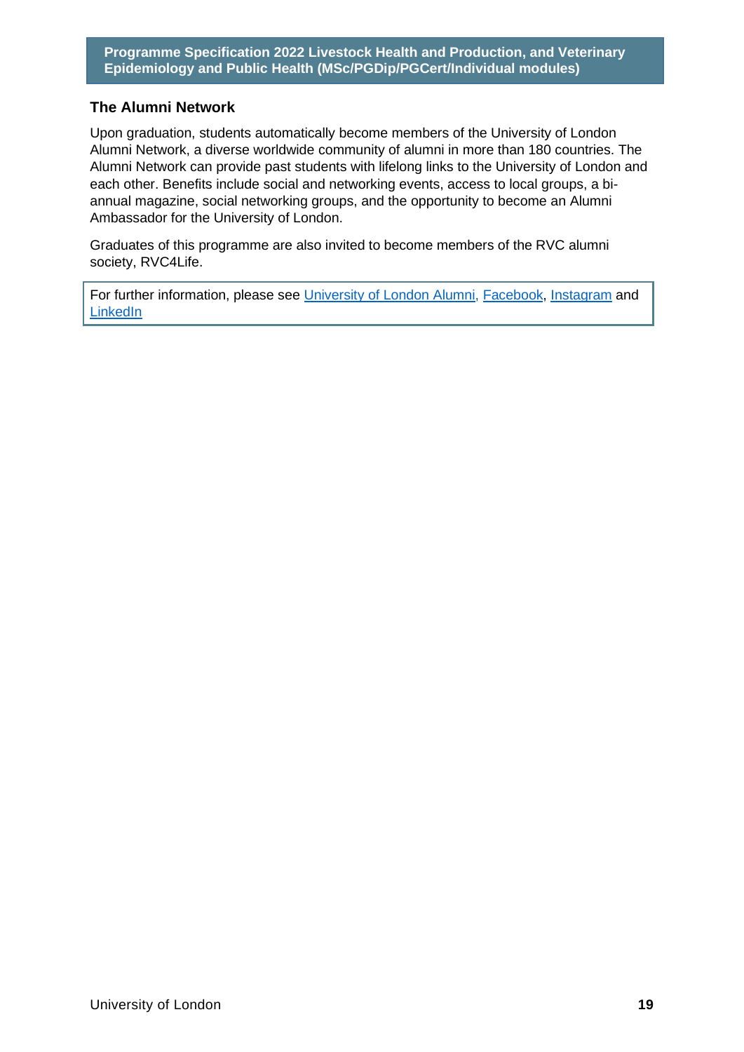### The Alumni Network

Upon graduation, students automatically become members of the University of London Alumni Network, a diverse worldwide community of alumni in more than 180 countries. The Alumni Network can provide past students with lifelong links to the University of London and each other. Benefits include social and networking events, access to local groups, a bi-annual magazine, social networking groups, and the opportunity to become an Alumni Ambassador for the University of London.

Graduates of this programme are also invited to become members of the RVC alumni society, RVC4Life.

For further information, please see University of London Alumni, Facebook, Instagram and LinkedIn